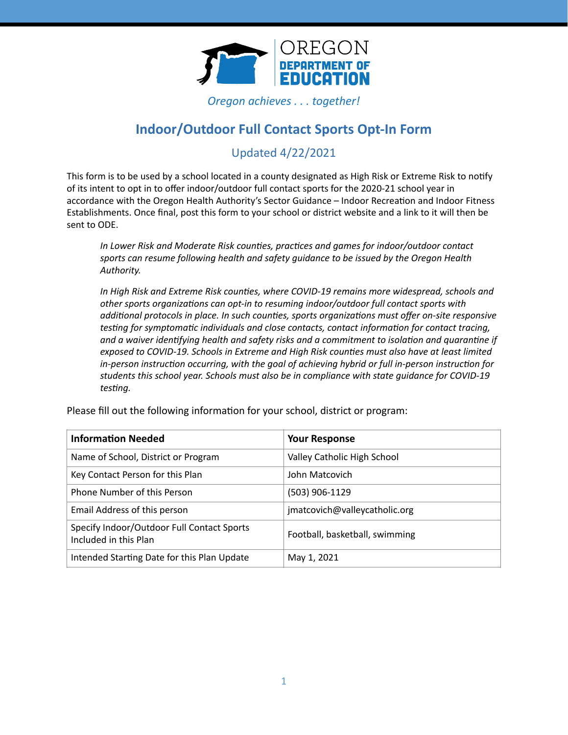OREGON DEPARTMENT OF EDUCATION

*Oregon achieves . . . together!*

# Indoor/Outdoor Full Contact Sports Opt-In Form

## Updated 4/22/2021

This form is to be used by a school located in a county designated as High Risk or Extreme Risk to notify of its intent to opt in to offer indoor/outdoor full contact sports for the 2020-21 school year in accordance with the Oregon Health Authority's Sector Guidance – Indoor Recreation and Indoor Fitness Establishments. Once final, post this form to your school or district website and a link to it will then be sent to ODE.

> *In Lower Risk and Moderate Risk counties, practices and games for indoor/outdoor contact sports can resume following health and safety guidance to be issued by the Oregon Health Authority.*
>
> *In High Risk and Extreme Risk counties, where COVID-19 remains more widespread, schools and other sports organizations can opt-in to resuming indoor/outdoor full contact sports with additional protocols in place. In such counties, sports organizations must offer on-site responsive testing for symptomatic individuals and close contacts, contact information for contact tracing, and a waiver identifying health and safety risks and a commitment to isolation and quarantine if exposed to COVID-19. Schools in Extreme and High Risk counties must also have at least limited in-person instruction occurring, with the goal of achieving hybrid or full in-person instruction for students this school year. Schools must also be in compliance with state guidance for COVID-19 testing.*

Please fill out the following information for your school, district or program:

| Information Needed | Your Response |
|---|---|
| Name of School, District or Program | Valley Catholic High School |
| Key Contact Person for this Plan | John Matcovich |
| Phone Number of this Person | (503) 906-1129 |
| Email Address of this person | jmatcovich@valleycatholic.org |
| Specify Indoor/Outdoor Full Contact Sports Included in this Plan | Football, basketball, swimming |
| Intended Starting Date for this Plan Update | May 1, 2021 |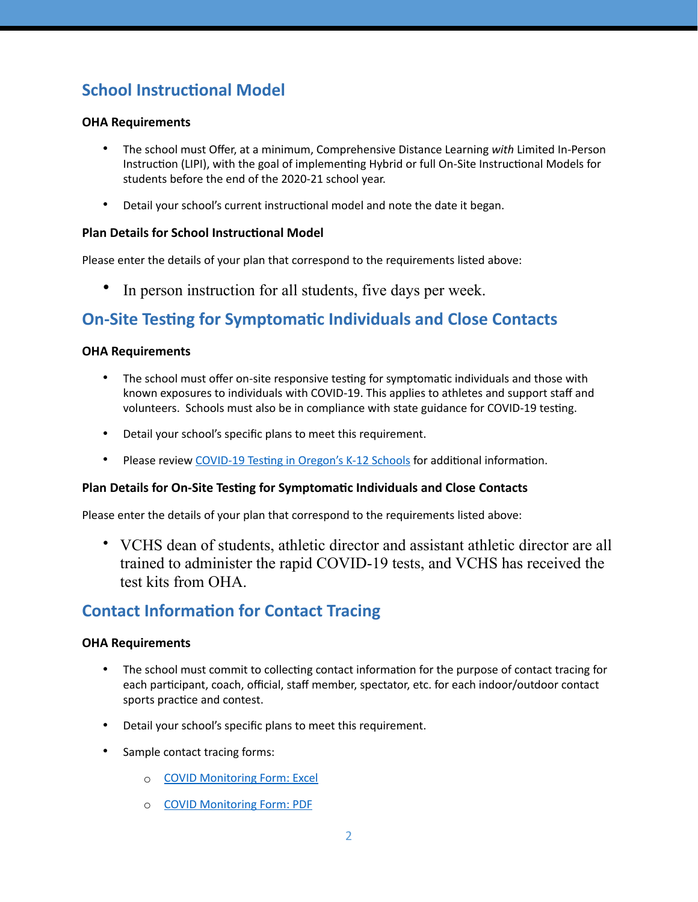## School Instructional Model

**OHA Requirements**

- The school must Offer, at a minimum, Comprehensive Distance Learning *with* Limited In-Person Instruction (LIPI), with the goal of implementing Hybrid or full On-Site Instructional Models for students before the end of the 2020-21 school year.
- Detail your school's current instructional model and note the date it began.

**Plan Details for School Instructional Model**

Please enter the details of your plan that correspond to the requirements listed above:

- In person instruction for all students, five days per week.

## On-Site Testing for Symptomatic Individuals and Close Contacts

**OHA Requirements**

- The school must offer on-site responsive testing for symptomatic individuals and those with known exposures to individuals with COVID-19. This applies to athletes and support staff and volunteers. Schools must also be in compliance with state guidance for COVID-19 testing.
- Detail your school's specific plans to meet this requirement.
- Please review [COVID-19 Testing in Oregon's K-12 Schools] for additional information.

**Plan Details for On-Site Testing for Symptomatic Individuals and Close Contacts**

Please enter the details of your plan that correspond to the requirements listed above:

- VCHS dean of students, athletic director and assistant athletic director are all trained to administer the rapid COVID-19 tests, and VCHS has received the test kits from OHA.

## Contact Information for Contact Tracing

**OHA Requirements**

- The school must commit to collecting contact information for the purpose of contact tracing for each participant, coach, official, staff member, spectator, etc. for each indoor/outdoor contact sports practice and contest.
- Detail your school's specific plans to meet this requirement.
- Sample contact tracing forms:
  - COVID Monitoring Form: Excel
  - COVID Monitoring Form: PDF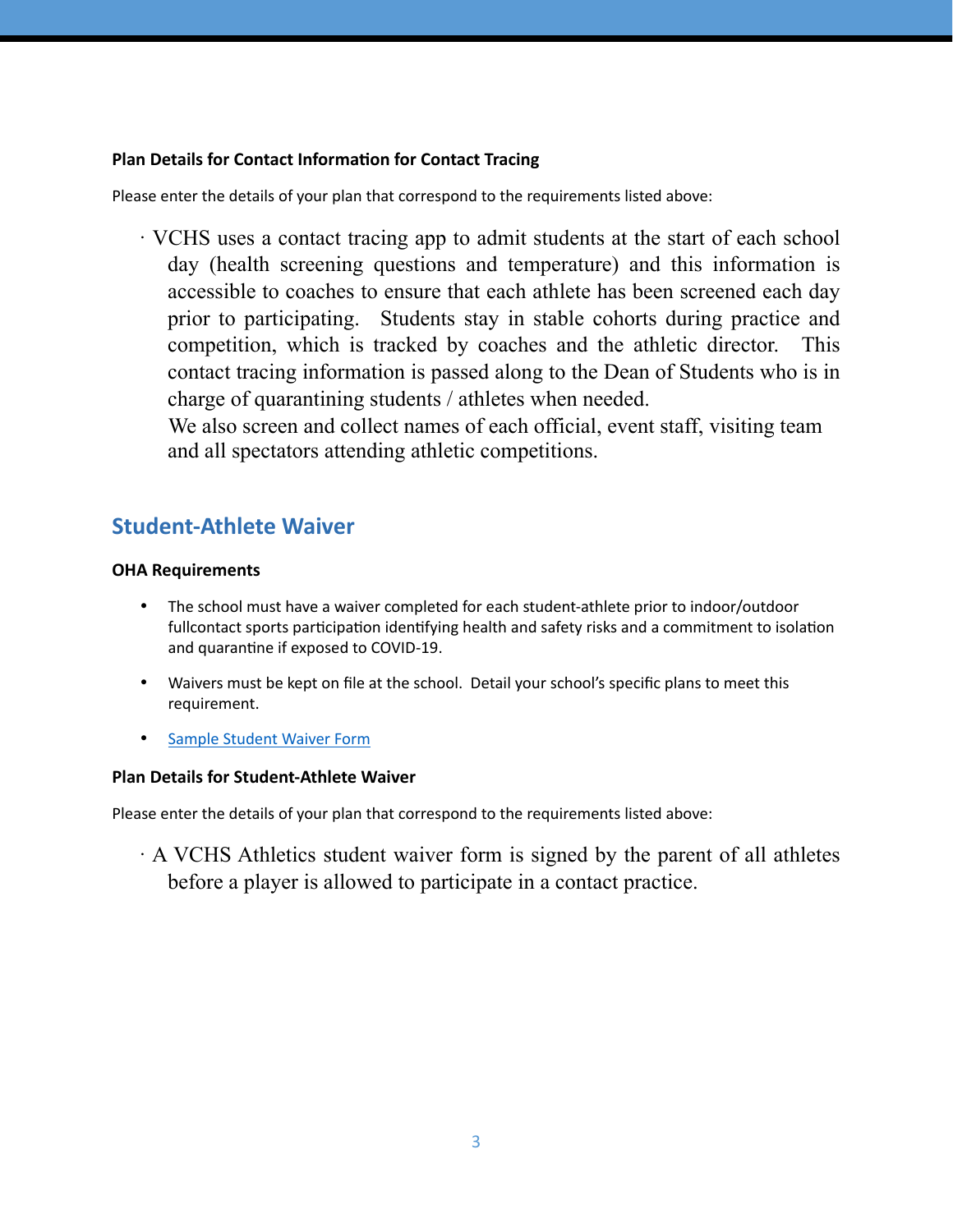**Plan Details for Contact Information for Contact Tracing**

Please enter the details of your plan that correspond to the requirements listed above:

- VCHS uses a contact tracing app to admit students at the start of each school day (health screening questions and temperature) and this information is accessible to coaches to ensure that each athlete has been screened each day prior to participating. Students stay in stable cohorts during practice and competition, which is tracked by coaches and the athletic director. This contact tracing information is passed along to the Dean of Students who is in charge of quarantining students / athletes when needed.
  We also screen and collect names of each official, event staff, visiting team and all spectators attending athletic competitions.

## Student-Athlete Waiver

**OHA Requirements**

- The school must have a waiver completed for each student-athlete prior to indoor/outdoor fullcontact sports participation identifying health and safety risks and a commitment to isolation and quarantine if exposed to COVID-19.
- Waivers must be kept on file at the school. Detail your school's specific plans to meet this requirement.
- Sample Student Waiver Form

**Plan Details for Student-Athlete Waiver**

Please enter the details of your plan that correspond to the requirements listed above:

- A VCHS Athletics student waiver form is signed by the parent of all athletes before a player is allowed to participate in a contact practice.